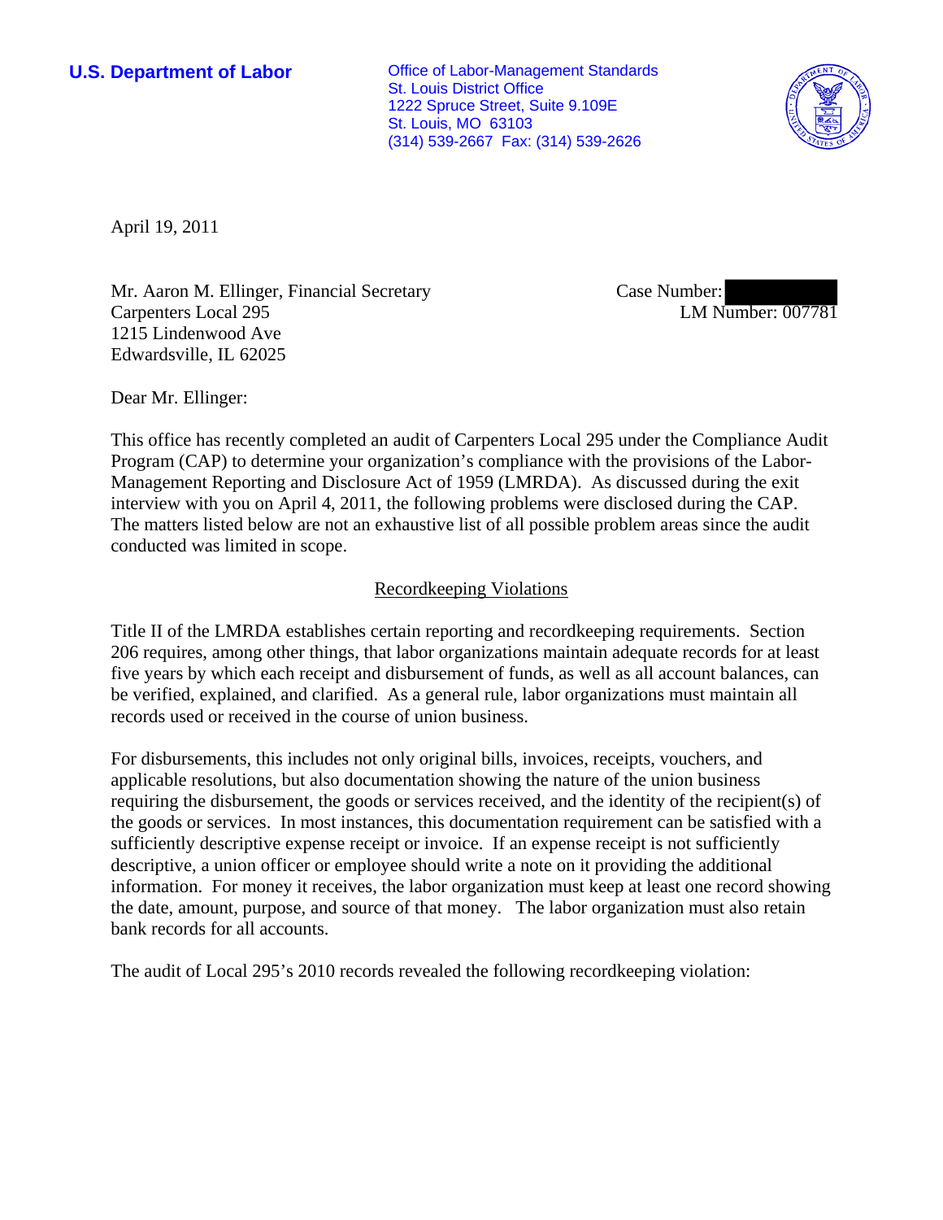**U.S. Department of Labor**

Office of Labor-Management Standards
St. Louis District Office
1222 Spruce Street, Suite 9.109E
St. Louis, MO 63103
(314) 539-2667 Fax: (314) 539-2626

April 19, 2011

Mr. Aaron M. Ellinger, Financial Secretary
Carpenters Local 295
1215 Lindenwood Ave
Edwardsville, IL 62025

Case Number:
LM Number: 007781

Dear Mr. Ellinger:

This office has recently completed an audit of Carpenters Local 295 under the Compliance Audit Program (CAP) to determine your organization's compliance with the provisions of the Labor-Management Reporting and Disclosure Act of 1959 (LMRDA). As discussed during the exit interview with you on April 4, 2011, the following problems were disclosed during the CAP. The matters listed below are not an exhaustive list of all possible problem areas since the audit conducted was limited in scope.

## Recordkeeping Violations

Title II of the LMRDA establishes certain reporting and recordkeeping requirements. Section 206 requires, among other things, that labor organizations maintain adequate records for at least five years by which each receipt and disbursement of funds, as well as all account balances, can be verified, explained, and clarified. As a general rule, labor organizations must maintain all records used or received in the course of union business.

For disbursements, this includes not only original bills, invoices, receipts, vouchers, and applicable resolutions, but also documentation showing the nature of the union business requiring the disbursement, the goods or services received, and the identity of the recipient(s) of the goods or services. In most instances, this documentation requirement can be satisfied with a sufficiently descriptive expense receipt or invoice. If an expense receipt is not sufficiently descriptive, a union officer or employee should write a note on it providing the additional information. For money it receives, the labor organization must keep at least one record showing the date, amount, purpose, and source of that money. The labor organization must also retain bank records for all accounts.

The audit of Local 295's 2010 records revealed the following recordkeeping violation: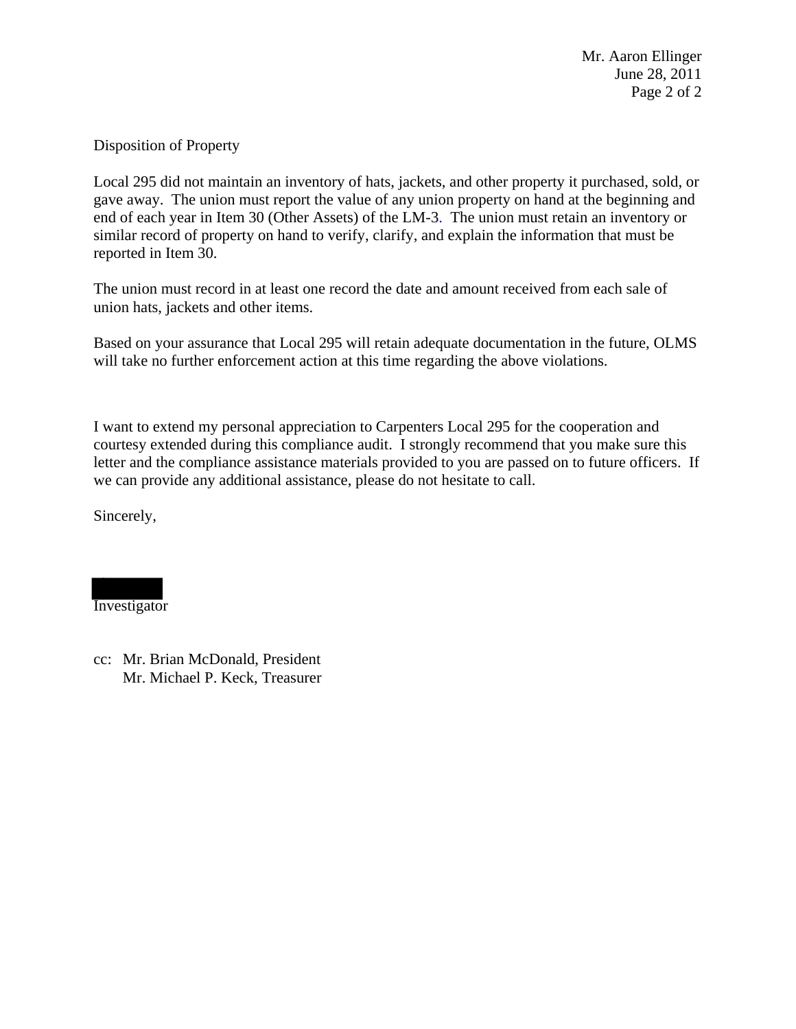Disposition of Property

Local 295 did not maintain an inventory of hats, jackets, and other property it purchased, sold, or gave away. The union must report the value of any union property on hand at the beginning and end of each year in Item 30 (Other Assets) of the LM-3. The union must retain an inventory or similar record of property on hand to verify, clarify, and explain the information that must be reported in Item 30.

The union must record in at least one record the date and amount received from each sale of union hats, jackets and other items.

Based on your assurance that Local 295 will retain adequate documentation in the future, OLMS will take no further enforcement action at this time regarding the above violations.

I want to extend my personal appreciation to Carpenters Local 295 for the cooperation and courtesy extended during this compliance audit. I strongly recommend that you make sure this letter and the compliance assistance materials provided to you are passed on to future officers. If we can provide any additional assistance, please do not hesitate to call.

Sincerely,

Investigator

cc: Mr. Brian McDonald, President
Mr. Michael P. Keck, Treasurer